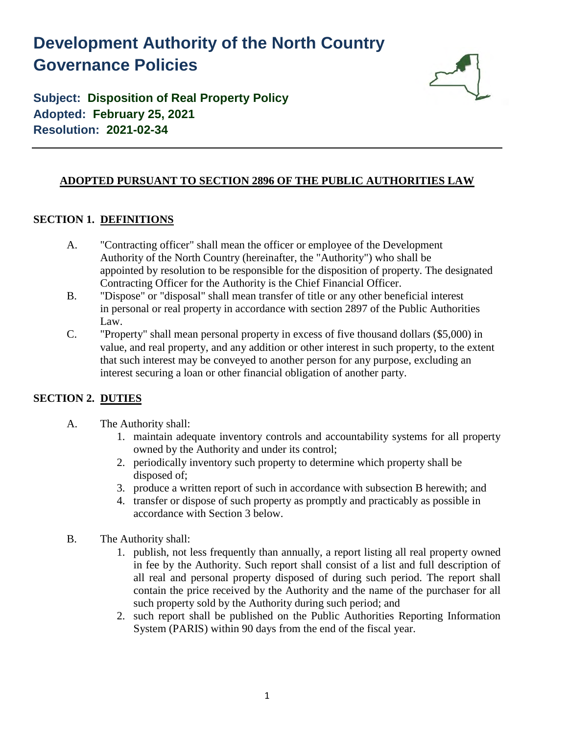# Development Authority of the North Country Governance Policies

**Subject: Disposition of Real Property Policy**
**Adopted: February 25, 2021**
**Resolution: 2021-02-34**

---

**ADOPTED PURSUANT TO SECTION 2896 OF THE PUBLIC AUTHORITIES LAW**

## SECTION 1. DEFINITIONS

A. "Contracting officer" shall mean the officer or employee of the Development Authority of the North Country (hereinafter, the "Authority") who shall be appointed by resolution to be responsible for the disposition of property. The designated Contracting Officer for the Authority is the Chief Financial Officer.

B. "Dispose" or "disposal" shall mean transfer of title or any other beneficial interest in personal or real property in accordance with section 2897 of the Public Authorities Law.

C. "Property" shall mean personal property in excess of five thousand dollars ($5,000) in value, and real property, and any addition or other interest in such property, to the extent that such interest may be conveyed to another person for any purpose, excluding an interest securing a loan or other financial obligation of another party.

## SECTION 2. DUTIES

A. The Authority shall:

1. maintain adequate inventory controls and accountability systems for all property owned by the Authority and under its control;
2. periodically inventory such property to determine which property shall be disposed of;
3. produce a written report of such in accordance with subsection B herewith; and
4. transfer or dispose of such property as promptly and practicably as possible in accordance with Section 3 below.

B. The Authority shall:

1. publish, not less frequently than annually, a report listing all real property owned in fee by the Authority. Such report shall consist of a list and full description of all real and personal property disposed of during such period. The report shall contain the price received by the Authority and the name of the purchaser for all such property sold by the Authority during such period; and
2. such report shall be published on the Public Authorities Reporting Information System (PARIS) within 90 days from the end of the fiscal year.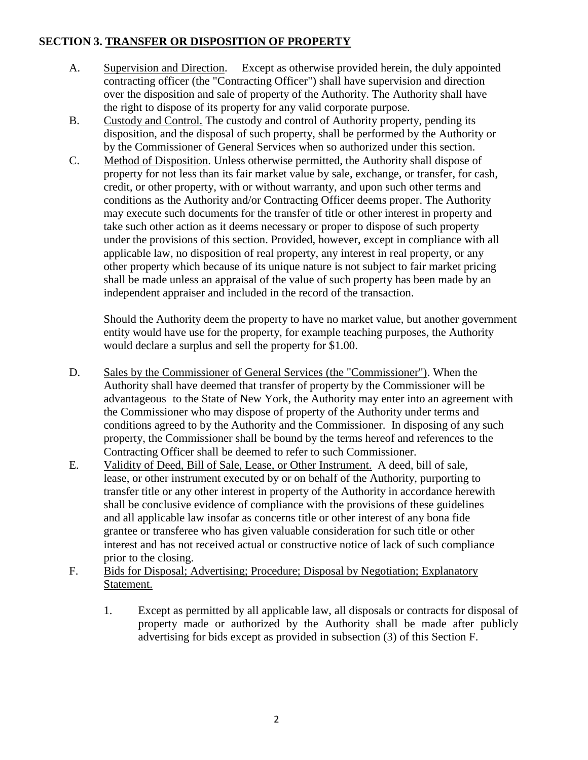## SECTION 3. TRANSFER OR DISPOSITION OF PROPERTY

A. Supervision and Direction. Except as otherwise provided herein, the duly appointed contracting officer (the "Contracting Officer") shall have supervision and direction over the disposition and sale of property of the Authority. The Authority shall have the right to dispose of its property for any valid corporate purpose.

B. Custody and Control. The custody and control of Authority property, pending its disposition, and the disposal of such property, shall be performed by the Authority or by the Commissioner of General Services when so authorized under this section.

C. Method of Disposition. Unless otherwise permitted, the Authority shall dispose of property for not less than its fair market value by sale, exchange, or transfer, for cash, credit, or other property, with or without warranty, and upon such other terms and conditions as the Authority and/or Contracting Officer deems proper. The Authority may execute such documents for the transfer of title or other interest in property and take such other action as it deems necessary or proper to dispose of such property under the provisions of this section. Provided, however, except in compliance with all applicable law, no disposition of real property, any interest in real property, or any other property which because of its unique nature is not subject to fair market pricing shall be made unless an appraisal of the value of such property has been made by an independent appraiser and included in the record of the transaction.

   Should the Authority deem the property to have no market value, but another government entity would have use for the property, for example teaching purposes, the Authority would declare a surplus and sell the property for $1.00.

D. Sales by the Commissioner of General Services (the "Commissioner"). When the Authority shall have deemed that transfer of property by the Commissioner will be advantageous to the State of New York, the Authority may enter into an agreement with the Commissioner who may dispose of property of the Authority under terms and conditions agreed to by the Authority and the Commissioner. In disposing of any such property, the Commissioner shall be bound by the terms hereof and references to the Contracting Officer shall be deemed to refer to such Commissioner.

E. Validity of Deed, Bill of Sale, Lease, or Other Instrument. A deed, bill of sale, lease, or other instrument executed by or on behalf of the Authority, purporting to transfer title or any other interest in property of the Authority in accordance herewith shall be conclusive evidence of compliance with the provisions of these guidelines and all applicable law insofar as concerns title or other interest of any bona fide grantee or transferee who has given valuable consideration for such title or other interest and has not received actual or constructive notice of lack of such compliance prior to the closing.

F. Bids for Disposal; Advertising; Procedure; Disposal by Negotiation; Explanatory Statement.

   1. Except as permitted by all applicable law, all disposals or contracts for disposal of property made or authorized by the Authority shall be made after publicly advertising for bids except as provided in subsection (3) of this Section F.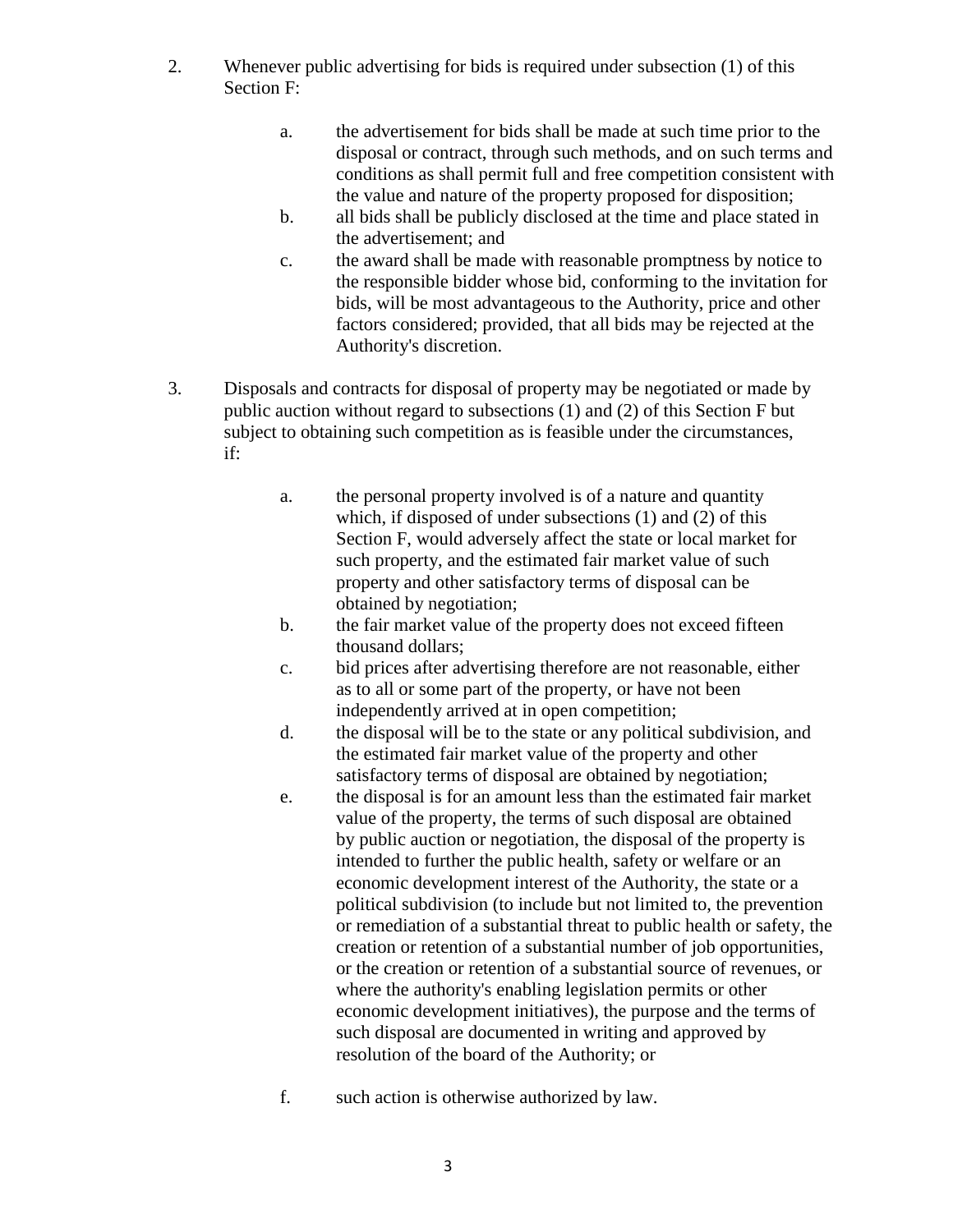2. Whenever public advertising for bids is required under subsection (1) of this Section F:

    a. the advertisement for bids shall be made at such time prior to the disposal or contract, through such methods, and on such terms and conditions as shall permit full and free competition consistent with the value and nature of the property proposed for disposition;
    b. all bids shall be publicly disclosed at the time and place stated in the advertisement; and
    c. the award shall be made with reasonable promptness by notice to the responsible bidder whose bid, conforming to the invitation for bids, will be most advantageous to the Authority, price and other factors considered; provided, that all bids may be rejected at the Authority's discretion.

3. Disposals and contracts for disposal of property may be negotiated or made by public auction without regard to subsections (1) and (2) of this Section F but subject to obtaining such competition as is feasible under the circumstances, if:

    a. the personal property involved is of a nature and quantity which, if disposed of under subsections (1) and (2) of this Section F, would adversely affect the state or local market for such property, and the estimated fair market value of such property and other satisfactory terms of disposal can be obtained by negotiation;
    b. the fair market value of the property does not exceed fifteen thousand dollars;
    c. bid prices after advertising therefore are not reasonable, either as to all or some part of the property, or have not been independently arrived at in open competition;
    d. the disposal will be to the state or any political subdivision, and the estimated fair market value of the property and other satisfactory terms of disposal are obtained by negotiation;
    e. the disposal is for an amount less than the estimated fair market value of the property, the terms of such disposal are obtained by public auction or negotiation, the disposal of the property is intended to further the public health, safety or welfare or an economic development interest of the Authority, the state or a political subdivision (to include but not limited to, the prevention or remediation of a substantial threat to public health or safety, the creation or retention of a substantial number of job opportunities, or the creation or retention of a substantial source of revenues, or where the authority's enabling legislation permits or other economic development initiatives), the purpose and the terms of such disposal are documented in writing and approved by resolution of the board of the Authority; or
    f. such action is otherwise authorized by law.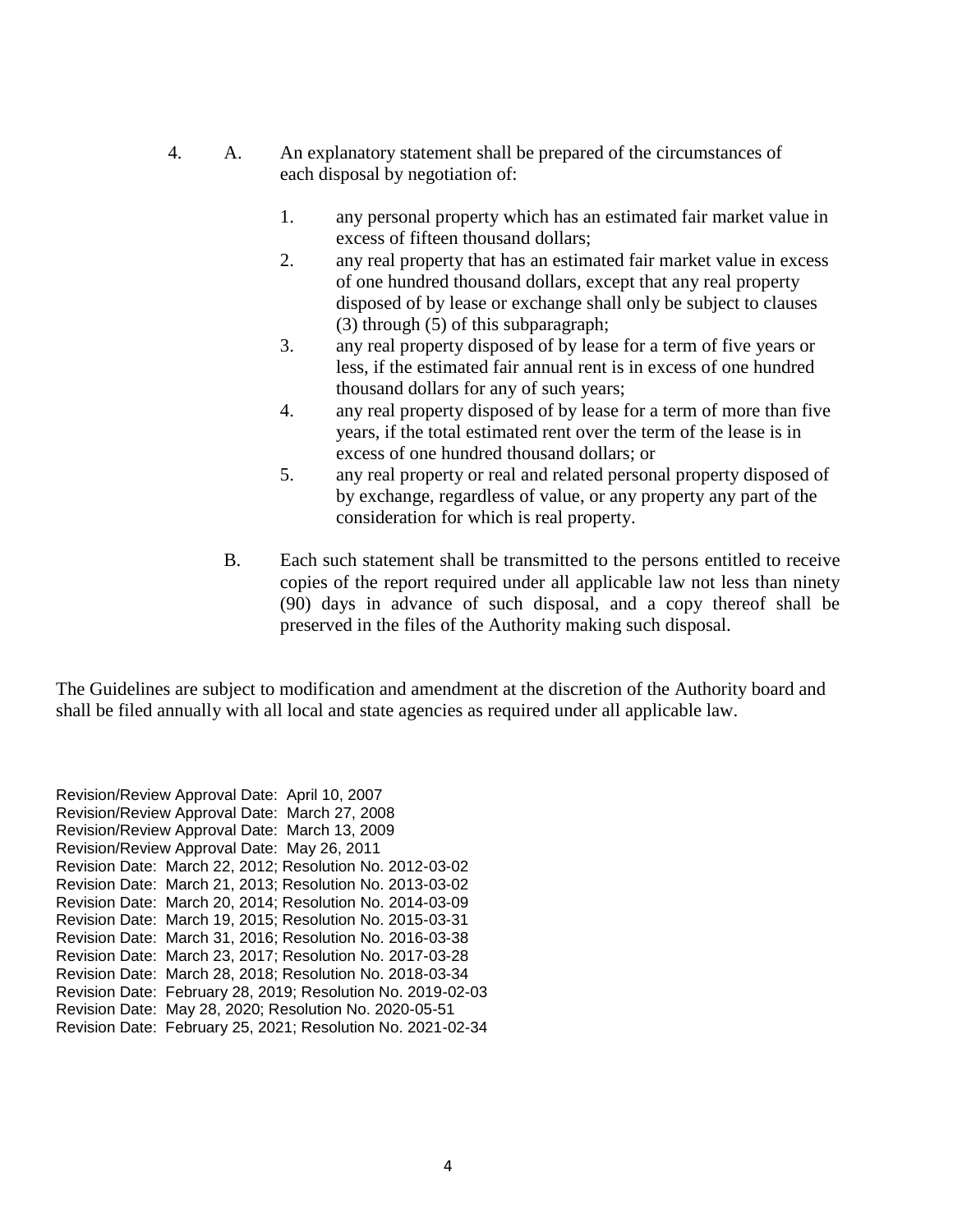4. A. An explanatory statement shall be prepared of the circumstances of each disposal by negotiation of:

    1. any personal property which has an estimated fair market value in excess of fifteen thousand dollars;
    2. any real property that has an estimated fair market value in excess of one hundred thousand dollars, except that any real property disposed of by lease or exchange shall only be subject to clauses (3) through (5) of this subparagraph;
    3. any real property disposed of by lease for a term of five years or less, if the estimated fair annual rent is in excess of one hundred thousand dollars for any of such years;
    4. any real property disposed of by lease for a term of more than five years, if the total estimated rent over the term of the lease is in excess of one hundred thousand dollars; or
    5. any real property or real and related personal property disposed of by exchange, regardless of value, or any property any part of the consideration for which is real property.

   B. Each such statement shall be transmitted to the persons entitled to receive copies of the report required under all applicable law not less than ninety (90) days in advance of such disposal, and a copy thereof shall be preserved in the files of the Authority making such disposal.

The Guidelines are subject to modification and amendment at the discretion of the Authority board and shall be filed annually with all local and state agencies as required under all applicable law.

Revision/Review Approval Date: April 10, 2007
Revision/Review Approval Date: March 27, 2008
Revision/Review Approval Date: March 13, 2009
Revision/Review Approval Date: May 26, 2011
Revision Date: March 22, 2012; Resolution No. 2012-03-02
Revision Date: March 21, 2013; Resolution No. 2013-03-02
Revision Date: March 20, 2014; Resolution No. 2014-03-09
Revision Date: March 19, 2015; Resolution No. 2015-03-31
Revision Date: March 31, 2016; Resolution No. 2016-03-38
Revision Date: March 23, 2017; Resolution No. 2017-03-28
Revision Date: March 28, 2018; Resolution No. 2018-03-34
Revision Date: February 28, 2019; Resolution No. 2019-02-03
Revision Date: May 28, 2020; Resolution No. 2020-05-51
Revision Date: February 25, 2021; Resolution No. 2021-02-34